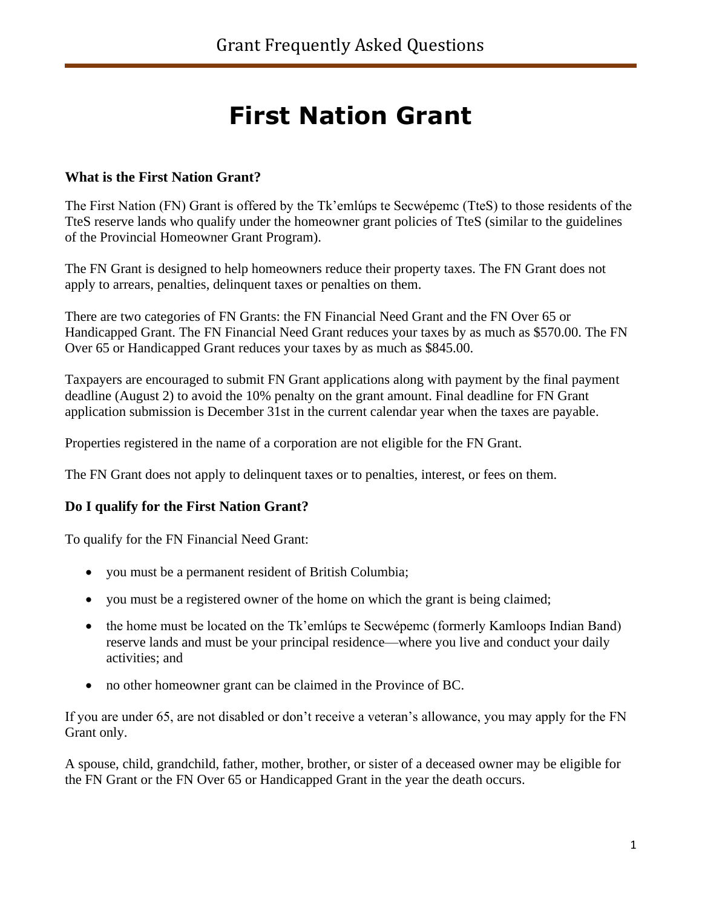# First Nation Grant

### What is the First Nation Grant?

The First Nation (FN) Grant is offered by the Tk'emlúps te Secwépemc (TteS) to those residents of the TteS reserve lands who qualify under the homeowner grant policies of TteS (similar to the guidelines of the Provincial Homeowner Grant Program).

The FN Grant is designed to help homeowners reduce their property taxes. The FN Grant does not apply to arrears, penalties, delinquent taxes or penalties on them.

There are two categories of FN Grants: the FN Financial Need Grant and the FN Over 65 or Handicapped Grant. The FN Financial Need Grant reduces your taxes by as much as $570.00. The FN Over 65 or Handicapped Grant reduces your taxes by as much as $845.00.

Taxpayers are encouraged to submit FN Grant applications along with payment by the final payment deadline (August 2) to avoid the 10% penalty on the grant amount. Final deadline for FN Grant application submission is December 31st in the current calendar year when the taxes are payable.

Properties registered in the name of a corporation are not eligible for the FN Grant.

The FN Grant does not apply to delinquent taxes or to penalties, interest, or fees on them.

### Do I qualify for the First Nation Grant?

To qualify for the FN Financial Need Grant:

- you must be a permanent resident of British Columbia;
- you must be a registered owner of the home on which the grant is being claimed;
- the home must be located on the Tk'emlúps te Secwépemc (formerly Kamloops Indian Band) reserve lands and must be your principal residence—where you live and conduct your daily activities; and
- no other homeowner grant can be claimed in the Province of BC.

If you are under 65, are not disabled or don't receive a veteran's allowance, you may apply for the FN Grant only.

A spouse, child, grandchild, father, mother, brother, or sister of a deceased owner may be eligible for the FN Grant or the FN Over 65 or Handicapped Grant in the year the death occurs.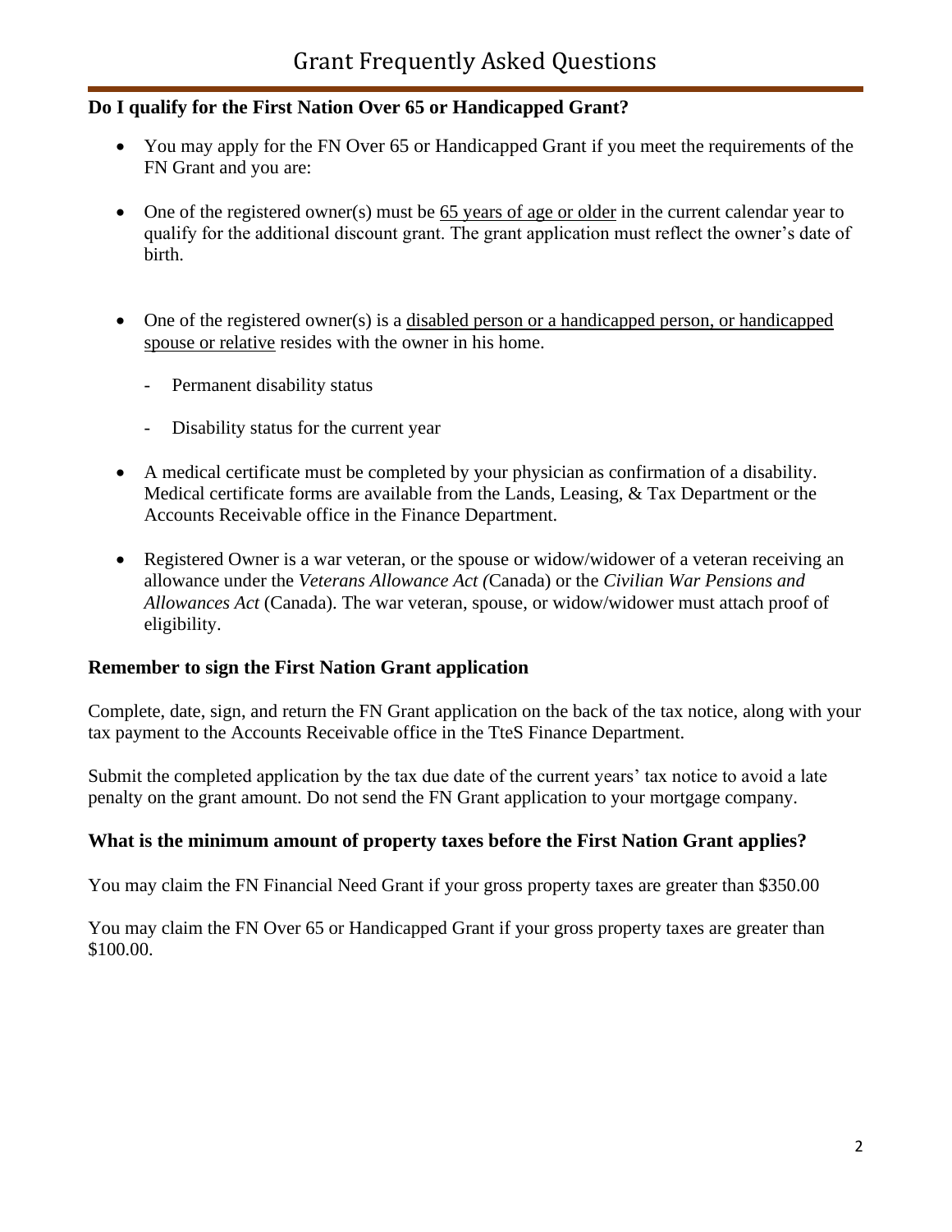# Grant Frequently Asked Questions

**Do I qualify for the First Nation Over 65 or Handicapped Grant?**

- You may apply for the FN Over 65 or Handicapped Grant if you meet the requirements of the FN Grant and you are:

- One of the registered owner(s) must be 65 years of age or older in the current calendar year to qualify for the additional discount grant. The grant application must reflect the owner's date of birth.

- One of the registered owner(s) is a disabled person or a handicapped person, or handicapped spouse or relative resides with the owner in his home.
  - Permanent disability status
  - Disability status for the current year

- A medical certificate must be completed by your physician as confirmation of a disability. Medical certificate forms are available from the Lands, Leasing, & Tax Department or the Accounts Receivable office in the Finance Department.

- Registered Owner is a war veteran, or the spouse or widow/widower of a veteran receiving an allowance under the *Veterans Allowance Act (*Canada) or the *Civilian War Pensions and Allowances Act* (Canada). The war veteran, spouse, or widow/widower must attach proof of eligibility.

**Remember to sign the First Nation Grant application**

Complete, date, sign, and return the FN Grant application on the back of the tax notice, along with your tax payment to the Accounts Receivable office in the TteS Finance Department.

Submit the completed application by the tax due date of the current years' tax notice to avoid a late penalty on the grant amount. Do not send the FN Grant application to your mortgage company.

**What is the minimum amount of property taxes before the First Nation Grant applies?**

You may claim the FN Financial Need Grant if your gross property taxes are greater than $350.00

You may claim the FN Over 65 or Handicapped Grant if your gross property taxes are greater than $100.00.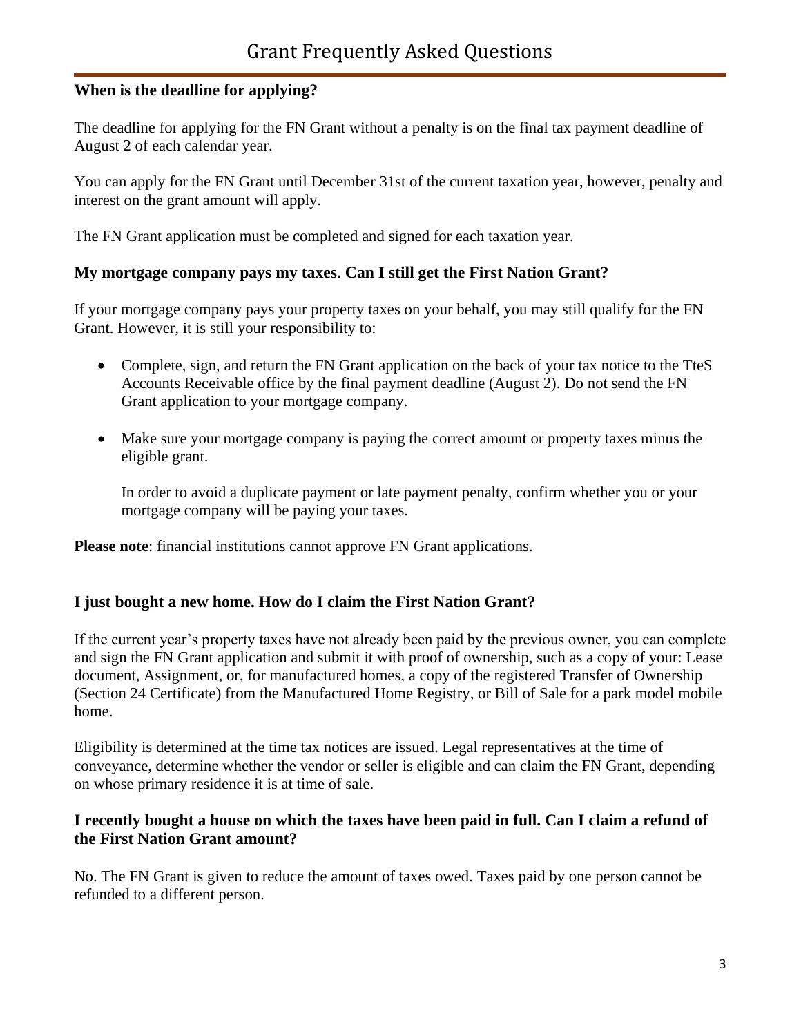# Grant Frequently Asked Questions

**When is the deadline for applying?**

The deadline for applying for the FN Grant without a penalty is on the final tax payment deadline of August 2 of each calendar year.

You can apply for the FN Grant until December 31st of the current taxation year, however, penalty and interest on the grant amount will apply.

The FN Grant application must be completed and signed for each taxation year.

**My mortgage company pays my taxes. Can I still get the First Nation Grant?**

If your mortgage company pays your property taxes on your behalf, you may still qualify for the FN Grant. However, it is still your responsibility to:

- Complete, sign, and return the FN Grant application on the back of your tax notice to the TteS Accounts Receivable office by the final payment deadline (August 2). Do not send the FN Grant application to your mortgage company.
- Make sure your mortgage company is paying the correct amount or property taxes minus the eligible grant.

  In order to avoid a duplicate payment or late payment penalty, confirm whether you or your mortgage company will be paying your taxes.

**Please note**: financial institutions cannot approve FN Grant applications.

**I just bought a new home. How do I claim the First Nation Grant?**

If the current year's property taxes have not already been paid by the previous owner, you can complete and sign the FN Grant application and submit it with proof of ownership, such as a copy of your: Lease document, Assignment, or, for manufactured homes, a copy of the registered Transfer of Ownership (Section 24 Certificate) from the Manufactured Home Registry, or Bill of Sale for a park model mobile home.

Eligibility is determined at the time tax notices are issued. Legal representatives at the time of conveyance, determine whether the vendor or seller is eligible and can claim the FN Grant, depending on whose primary residence it is at time of sale.

**I recently bought a house on which the taxes have been paid in full. Can I claim a refund of the First Nation Grant amount?**

No. The FN Grant is given to reduce the amount of taxes owed. Taxes paid by one person cannot be refunded to a different person.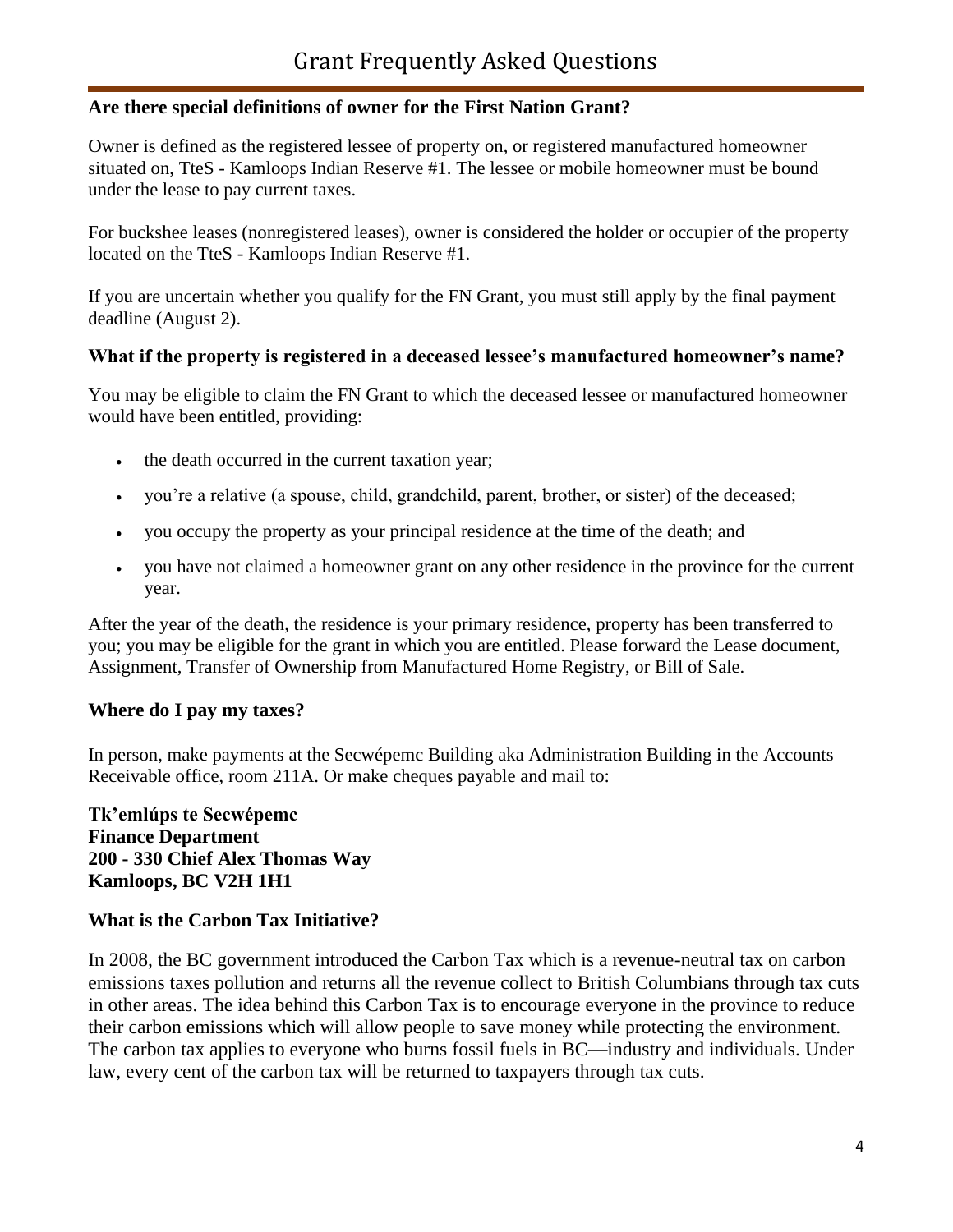# Grant Frequently Asked Questions

**Are there special definitions of owner for the First Nation Grant?**

Owner is defined as the registered lessee of property on, or registered manufactured homeowner situated on, TteS - Kamloops Indian Reserve #1. The lessee or mobile homeowner must be bound under the lease to pay current taxes.

For buckshee leases (nonregistered leases), owner is considered the holder or occupier of the property located on the TteS - Kamloops Indian Reserve #1.

If you are uncertain whether you qualify for the FN Grant, you must still apply by the final payment deadline (August 2).

**What if the property is registered in a deceased lessee's manufactured homeowner's name?**

You may be eligible to claim the FN Grant to which the deceased lessee or manufactured homeowner would have been entitled, providing:

- the death occurred in the current taxation year;
- you're a relative (a spouse, child, grandchild, parent, brother, or sister) of the deceased;
- you occupy the property as your principal residence at the time of the death; and
- you have not claimed a homeowner grant on any other residence in the province for the current year.

After the year of the death, the residence is your primary residence, property has been transferred to you; you may be eligible for the grant in which you are entitled. Please forward the Lease document, Assignment, Transfer of Ownership from Manufactured Home Registry, or Bill of Sale.

**Where do I pay my taxes?**

In person, make payments at the Secwépemc Building aka Administration Building in the Accounts Receivable office, room 211A. Or make cheques payable and mail to:

**Tk'emlúps te Secwépemc**
**Finance Department**
**200 - 330 Chief Alex Thomas Way**
**Kamloops, BC V2H 1H1**

**What is the Carbon Tax Initiative?**

In 2008, the BC government introduced the Carbon Tax which is a revenue-neutral tax on carbon emissions taxes pollution and returns all the revenue collect to British Columbians through tax cuts in other areas. The idea behind this Carbon Tax is to encourage everyone in the province to reduce their carbon emissions which will allow people to save money while protecting the environment. The carbon tax applies to everyone who burns fossil fuels in BC—industry and individuals. Under law, every cent of the carbon tax will be returned to taxpayers through tax cuts.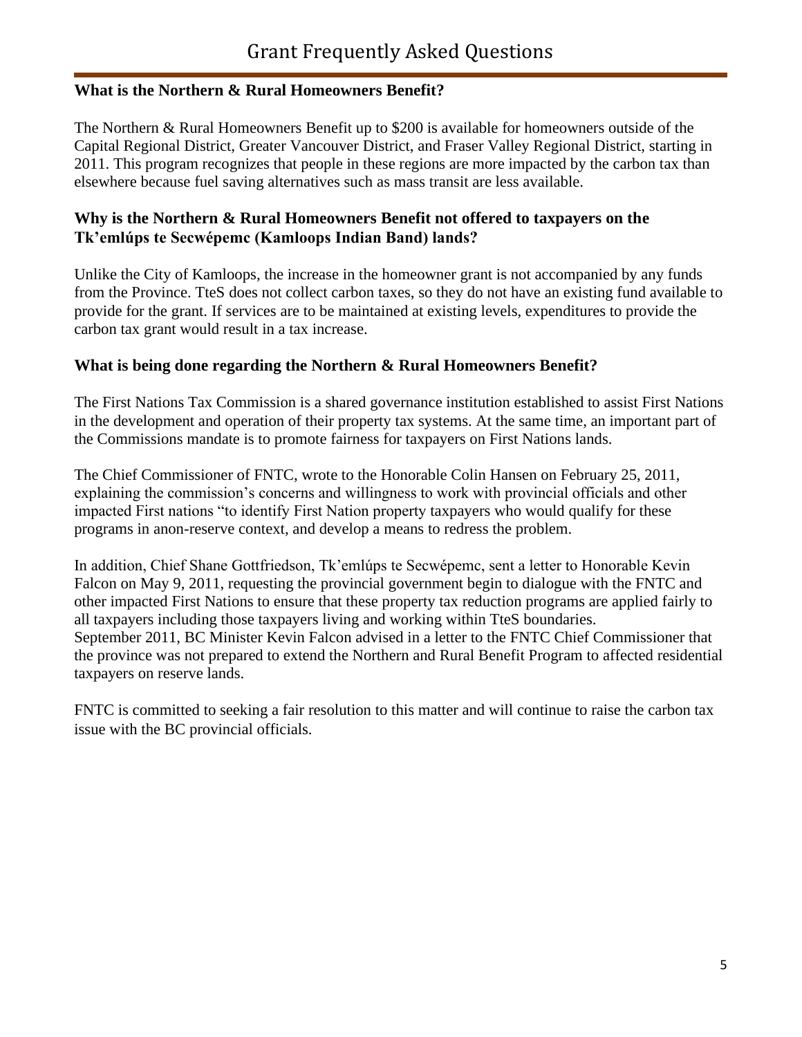# Grant Frequently Asked Questions

**What is the Northern & Rural Homeowners Benefit?**

The Northern & Rural Homeowners Benefit up to $200 is available for homeowners outside of the Capital Regional District, Greater Vancouver District, and Fraser Valley Regional District, starting in 2011. This program recognizes that people in these regions are more impacted by the carbon tax than elsewhere because fuel saving alternatives such as mass transit are less available.

**Why is the Northern & Rural Homeowners Benefit not offered to taxpayers on the Tk'emlúps te Secwépemc (Kamloops Indian Band) lands?**

Unlike the City of Kamloops, the increase in the homeowner grant is not accompanied by any funds from the Province. TteS does not collect carbon taxes, so they do not have an existing fund available to provide for the grant. If services are to be maintained at existing levels, expenditures to provide the carbon tax grant would result in a tax increase.

**What is being done regarding the Northern & Rural Homeowners Benefit?**

The First Nations Tax Commission is a shared governance institution established to assist First Nations in the development and operation of their property tax systems. At the same time, an important part of the Commissions mandate is to promote fairness for taxpayers on First Nations lands.

The Chief Commissioner of FNTC, wrote to the Honorable Colin Hansen on February 25, 2011, explaining the commission's concerns and willingness to work with provincial officials and other impacted First nations "to identify First Nation property taxpayers who would qualify for these programs in anon-reserve context, and develop a means to redress the problem.

In addition, Chief Shane Gottfriedson, Tk'emlúps te Secwépemc, sent a letter to Honorable Kevin Falcon on May 9, 2011, requesting the provincial government begin to dialogue with the FNTC and other impacted First Nations to ensure that these property tax reduction programs are applied fairly to all taxpayers including those taxpayers living and working within TteS boundaries.
September 2011, BC Minister Kevin Falcon advised in a letter to the FNTC Chief Commissioner that the province was not prepared to extend the Northern and Rural Benefit Program to affected residential taxpayers on reserve lands.

FNTC is committed to seeking a fair resolution to this matter and will continue to raise the carbon tax issue with the BC provincial officials.